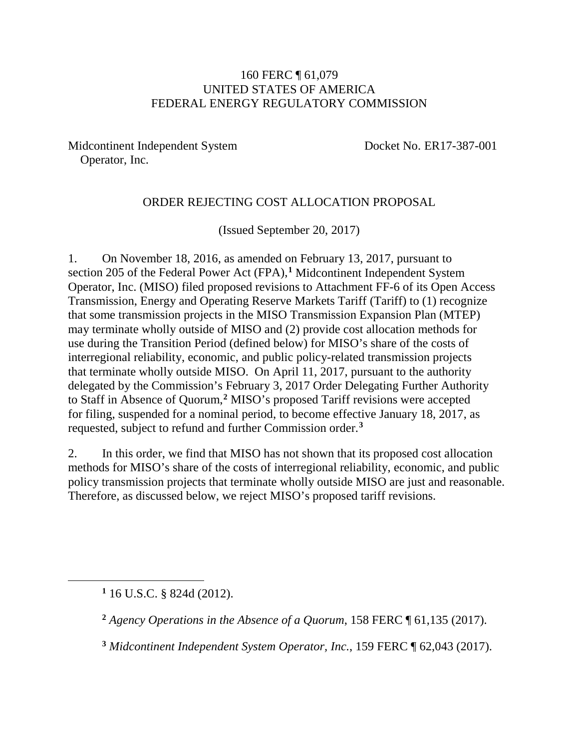160 FERC ¶ 61,079
UNITED STATES OF AMERICA
FEDERAL ENERGY REGULATORY COMMISSION

Midcontinent Independent System Operator, Inc. — Docket No. ER17-387-001

ORDER REJECTING COST ALLOCATION PROPOSAL

(Issued September 20, 2017)

1. On November 18, 2016, as amended on February 13, 2017, pursuant to section 205 of the Federal Power Act (FPA),[1] Midcontinent Independent System Operator, Inc. (MISO) filed proposed revisions to Attachment FF-6 of its Open Access Transmission, Energy and Operating Reserve Markets Tariff (Tariff) to (1) recognize that some transmission projects in the MISO Transmission Expansion Plan (MTEP) may terminate wholly outside of MISO and (2) provide cost allocation methods for use during the Transition Period (defined below) for MISO's share of the costs of interregional reliability, economic, and public policy-related transmission projects that terminate wholly outside MISO. On April 11, 2017, pursuant to the authority delegated by the Commission's February 3, 2017 Order Delegating Further Authority to Staff in Absence of Quorum,[2] MISO's proposed Tariff revisions were accepted for filing, suspended for a nominal period, to become effective January 18, 2017, as requested, subject to refund and further Commission order.[3]

2. In this order, we find that MISO has not shown that its proposed cost allocation methods for MISO's share of the costs of interregional reliability, economic, and public policy transmission projects that terminate wholly outside MISO are just and reasonable. Therefore, as discussed below, we reject MISO's proposed tariff revisions.

---

[1] 16 U.S.C. § 824d (2012).

[2] *Agency Operations in the Absence of a Quorum*, 158 FERC ¶ 61,135 (2017).

[3] *Midcontinent Independent System Operator, Inc.*, 159 FERC ¶ 62,043 (2017).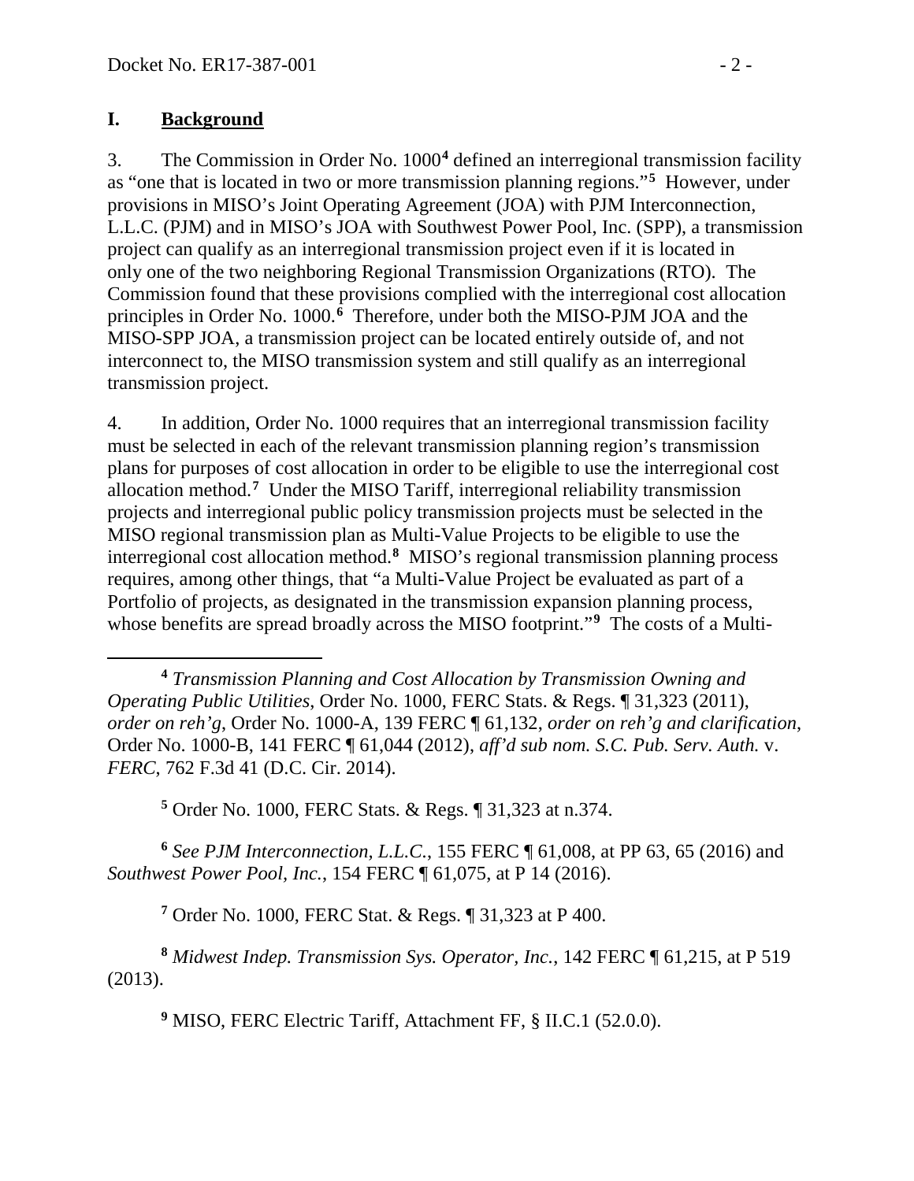## I. Background

3. The Commission in Order No. 1000[4] defined an interregional transmission facility as "one that is located in two or more transmission planning regions."[5] However, under provisions in MISO's Joint Operating Agreement (JOA) with PJM Interconnection, L.L.C. (PJM) and in MISO's JOA with Southwest Power Pool, Inc. (SPP), a transmission project can qualify as an interregional transmission project even if it is located in only one of the two neighboring Regional Transmission Organizations (RTO). The Commission found that these provisions complied with the interregional cost allocation principles in Order No. 1000.[6] Therefore, under both the MISO-PJM JOA and the MISO-SPP JOA, a transmission project can be located entirely outside of, and not interconnect to, the MISO transmission system and still qualify as an interregional transmission project.

4. In addition, Order No. 1000 requires that an interregional transmission facility must be selected in each of the relevant transmission planning region's transmission plans for purposes of cost allocation in order to be eligible to use the interregional cost allocation method.[7] Under the MISO Tariff, interregional reliability transmission projects and interregional public policy transmission projects must be selected in the MISO regional transmission plan as Multi-Value Projects to be eligible to use the interregional cost allocation method.[8] MISO's regional transmission planning process requires, among other things, that "a Multi-Value Project be evaluated as part of a Portfolio of projects, as designated in the transmission expansion planning process, whose benefits are spread broadly across the MISO footprint."[9] The costs of a Multi-

---

[4] *Transmission Planning and Cost Allocation by Transmission Owning and Operating Public Utilities*, Order No. 1000, FERC Stats. & Regs. ¶ 31,323 (2011), *order on reh'g*, Order No. 1000-A, 139 FERC ¶ 61,132, *order on reh'g and clarification*, Order No. 1000-B, 141 FERC ¶ 61,044 (2012), *aff'd sub nom. S.C. Pub. Serv. Auth.* v. *FERC*, 762 F.3d 41 (D.C. Cir. 2014).

[5] Order No. 1000, FERC Stats. & Regs. ¶ 31,323 at n.374.

[6] *See PJM Interconnection, L.L.C.*, 155 FERC ¶ 61,008, at PP 63, 65 (2016) and *Southwest Power Pool, Inc.*, 154 FERC ¶ 61,075, at P 14 (2016).

[7] Order No. 1000, FERC Stat. & Regs. ¶ 31,323 at P 400.

[8] *Midwest Indep. Transmission Sys. Operator, Inc.*, 142 FERC ¶ 61,215, at P 519 (2013).

[9] MISO, FERC Electric Tariff, Attachment FF, § II.C.1 (52.0.0).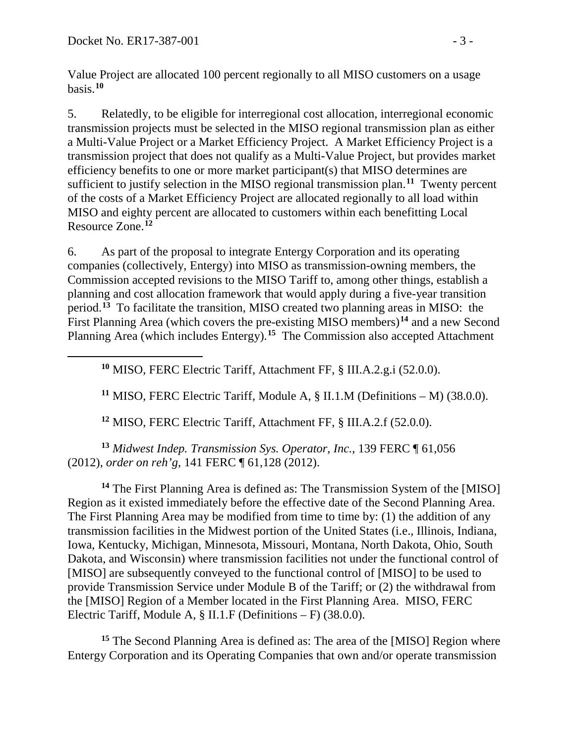Value Project are allocated 100 percent regionally to all MISO customers on a usage basis.[10]

5. Relatedly, to be eligible for interregional cost allocation, interregional economic transmission projects must be selected in the MISO regional transmission plan as either a Multi-Value Project or a Market Efficiency Project. A Market Efficiency Project is a transmission project that does not qualify as a Multi-Value Project, but provides market efficiency benefits to one or more market participant(s) that MISO determines are sufficient to justify selection in the MISO regional transmission plan.[11] Twenty percent of the costs of a Market Efficiency Project are allocated regionally to all load within MISO and eighty percent are allocated to customers within each benefitting Local Resource Zone.[12]

6. As part of the proposal to integrate Entergy Corporation and its operating companies (collectively, Entergy) into MISO as transmission-owning members, the Commission accepted revisions to the MISO Tariff to, among other things, establish a planning and cost allocation framework that would apply during a five-year transition period.[13] To facilitate the transition, MISO created two planning areas in MISO: the First Planning Area (which covers the pre-existing MISO members)[14] and a new Second Planning Area (which includes Entergy).[15] The Commission also accepted Attachment

---

[10] MISO, FERC Electric Tariff, Attachment FF, § III.A.2.g.i (52.0.0).

[11] MISO, FERC Electric Tariff, Module A, § II.1.M (Definitions – M) (38.0.0).

[12] MISO, FERC Electric Tariff, Attachment FF, § III.A.2.f (52.0.0).

[13] *Midwest Indep. Transmission Sys. Operator, Inc.*, 139 FERC ¶ 61,056 (2012), *order on reh'g*, 141 FERC ¶ 61,128 (2012).

[14] The First Planning Area is defined as: The Transmission System of the [MISO] Region as it existed immediately before the effective date of the Second Planning Area. The First Planning Area may be modified from time to time by: (1) the addition of any transmission facilities in the Midwest portion of the United States (i.e., Illinois, Indiana, Iowa, Kentucky, Michigan, Minnesota, Missouri, Montana, North Dakota, Ohio, South Dakota, and Wisconsin) where transmission facilities not under the functional control of [MISO] are subsequently conveyed to the functional control of [MISO] to be used to provide Transmission Service under Module B of the Tariff; or (2) the withdrawal from the [MISO] Region of a Member located in the First Planning Area. MISO, FERC Electric Tariff, Module A, § II.1.F (Definitions – F) (38.0.0).

[15] The Second Planning Area is defined as: The area of the [MISO] Region where Entergy Corporation and its Operating Companies that own and/or operate transmission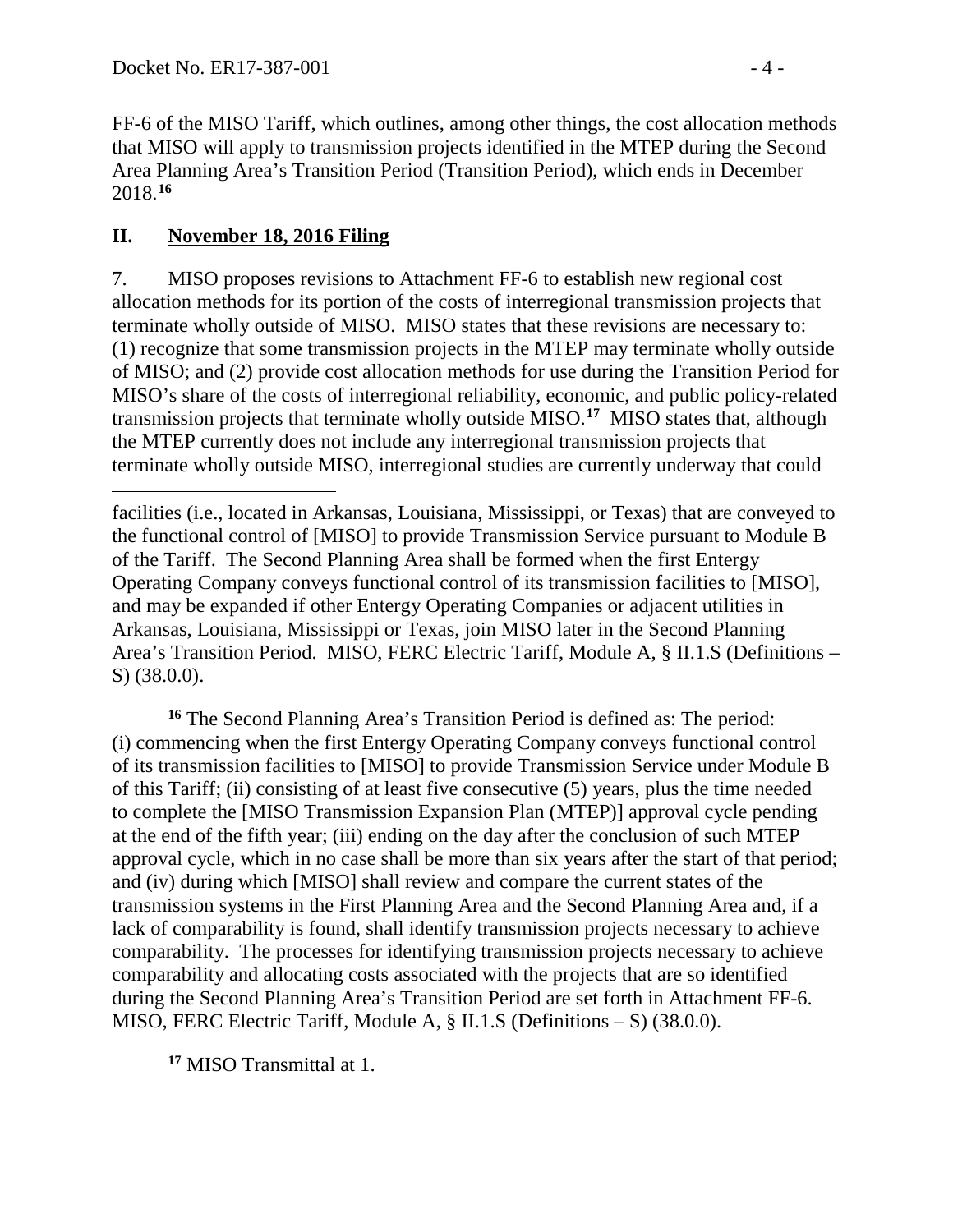FF-6 of the MISO Tariff, which outlines, among other things, the cost allocation methods that MISO will apply to transmission projects identified in the MTEP during the Second Area Planning Area's Transition Period (Transition Period), which ends in December 2018.[16]

## II. November 18, 2016 Filing

7. MISO proposes revisions to Attachment FF-6 to establish new regional cost allocation methods for its portion of the costs of interregional transmission projects that terminate wholly outside of MISO. MISO states that these revisions are necessary to: (1) recognize that some transmission projects in the MTEP may terminate wholly outside of MISO; and (2) provide cost allocation methods for use during the Transition Period for MISO's share of the costs of interregional reliability, economic, and public policy-related transmission projects that terminate wholly outside MISO.[17] MISO states that, although the MTEP currently does not include any interregional transmission projects that terminate wholly outside MISO, interregional studies are currently underway that could

---

facilities (i.e., located in Arkansas, Louisiana, Mississippi, or Texas) that are conveyed to the functional control of [MISO] to provide Transmission Service pursuant to Module B of the Tariff. The Second Planning Area shall be formed when the first Entergy Operating Company conveys functional control of its transmission facilities to [MISO], and may be expanded if other Entergy Operating Companies or adjacent utilities in Arkansas, Louisiana, Mississippi or Texas, join MISO later in the Second Planning Area's Transition Period. MISO, FERC Electric Tariff, Module A, § II.1.S (Definitions – S) (38.0.0).

[16] The Second Planning Area's Transition Period is defined as: The period: (i) commencing when the first Entergy Operating Company conveys functional control of its transmission facilities to [MISO] to provide Transmission Service under Module B of this Tariff; (ii) consisting of at least five consecutive (5) years, plus the time needed to complete the [MISO Transmission Expansion Plan (MTEP)] approval cycle pending at the end of the fifth year; (iii) ending on the day after the conclusion of such MTEP approval cycle, which in no case shall be more than six years after the start of that period; and (iv) during which [MISO] shall review and compare the current states of the transmission systems in the First Planning Area and the Second Planning Area and, if a lack of comparability is found, shall identify transmission projects necessary to achieve comparability. The processes for identifying transmission projects necessary to achieve comparability and allocating costs associated with the projects that are so identified during the Second Planning Area's Transition Period are set forth in Attachment FF-6. MISO, FERC Electric Tariff, Module A, § II.1.S (Definitions – S) (38.0.0).

[17] MISO Transmittal at 1.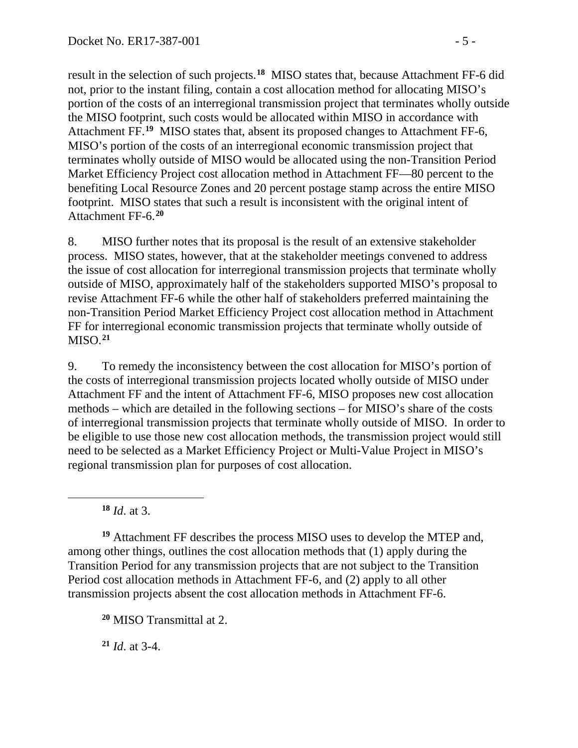result in the selection of such projects.[18] MISO states that, because Attachment FF-6 did not, prior to the instant filing, contain a cost allocation method for allocating MISO's portion of the costs of an interregional transmission project that terminates wholly outside the MISO footprint, such costs would be allocated within MISO in accordance with Attachment FF.[19] MISO states that, absent its proposed changes to Attachment FF-6, MISO's portion of the costs of an interregional economic transmission project that terminates wholly outside of MISO would be allocated using the non-Transition Period Market Efficiency Project cost allocation method in Attachment FF—80 percent to the benefiting Local Resource Zones and 20 percent postage stamp across the entire MISO footprint. MISO states that such a result is inconsistent with the original intent of Attachment FF-6.[20]

8. MISO further notes that its proposal is the result of an extensive stakeholder process. MISO states, however, that at the stakeholder meetings convened to address the issue of cost allocation for interregional transmission projects that terminate wholly outside of MISO, approximately half of the stakeholders supported MISO's proposal to revise Attachment FF-6 while the other half of stakeholders preferred maintaining the non-Transition Period Market Efficiency Project cost allocation method in Attachment FF for interregional economic transmission projects that terminate wholly outside of MISO.[21]

9. To remedy the inconsistency between the cost allocation for MISO's portion of the costs of interregional transmission projects located wholly outside of MISO under Attachment FF and the intent of Attachment FF-6, MISO proposes new cost allocation methods – which are detailed in the following sections – for MISO's share of the costs of interregional transmission projects that terminate wholly outside of MISO. In order to be eligible to use those new cost allocation methods, the transmission project would still need to be selected as a Market Efficiency Project or Multi-Value Project in MISO's regional transmission plan for purposes of cost allocation.

---

[18] *Id*. at 3.

[19] Attachment FF describes the process MISO uses to develop the MTEP and, among other things, outlines the cost allocation methods that (1) apply during the Transition Period for any transmission projects that are not subject to the Transition Period cost allocation methods in Attachment FF-6, and (2) apply to all other transmission projects absent the cost allocation methods in Attachment FF-6.

[20] MISO Transmittal at 2.

[21] *Id*. at 3-4.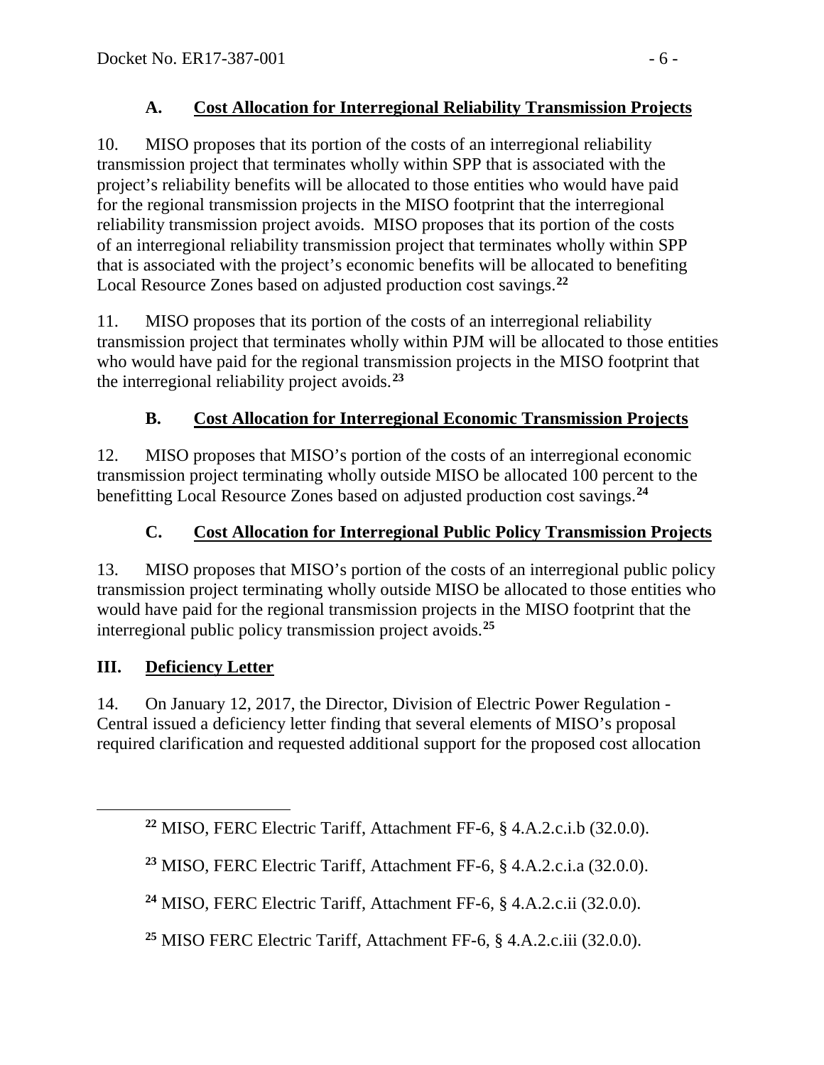### A. Cost Allocation for Interregional Reliability Transmission Projects

10. MISO proposes that its portion of the costs of an interregional reliability transmission project that terminates wholly within SPP that is associated with the project's reliability benefits will be allocated to those entities who would have paid for the regional transmission projects in the MISO footprint that the interregional reliability transmission project avoids. MISO proposes that its portion of the costs of an interregional reliability transmission project that terminates wholly within SPP that is associated with the project's economic benefits will be allocated to benefiting Local Resource Zones based on adjusted production cost savings.[22]

11. MISO proposes that its portion of the costs of an interregional reliability transmission project that terminates wholly within PJM will be allocated to those entities who would have paid for the regional transmission projects in the MISO footprint that the interregional reliability project avoids.[23]

### B. Cost Allocation for Interregional Economic Transmission Projects

12. MISO proposes that MISO's portion of the costs of an interregional economic transmission project terminating wholly outside MISO be allocated 100 percent to the benefitting Local Resource Zones based on adjusted production cost savings.[24]

### C. Cost Allocation for Interregional Public Policy Transmission Projects

13. MISO proposes that MISO's portion of the costs of an interregional public policy transmission project terminating wholly outside MISO be allocated to those entities who would have paid for the regional transmission projects in the MISO footprint that the interregional public policy transmission project avoids.[25]

## III. Deficiency Letter

14. On January 12, 2017, the Director, Division of Electric Power Regulation - Central issued a deficiency letter finding that several elements of MISO's proposal required clarification and requested additional support for the proposed cost allocation

---

[22] MISO, FERC Electric Tariff, Attachment FF-6, § 4.A.2.c.i.b (32.0.0).

[23] MISO, FERC Electric Tariff, Attachment FF-6, § 4.A.2.c.i.a (32.0.0).

[24] MISO, FERC Electric Tariff, Attachment FF-6, § 4.A.2.c.ii (32.0.0).

[25] MISO FERC Electric Tariff, Attachment FF-6, § 4.A.2.c.iii (32.0.0).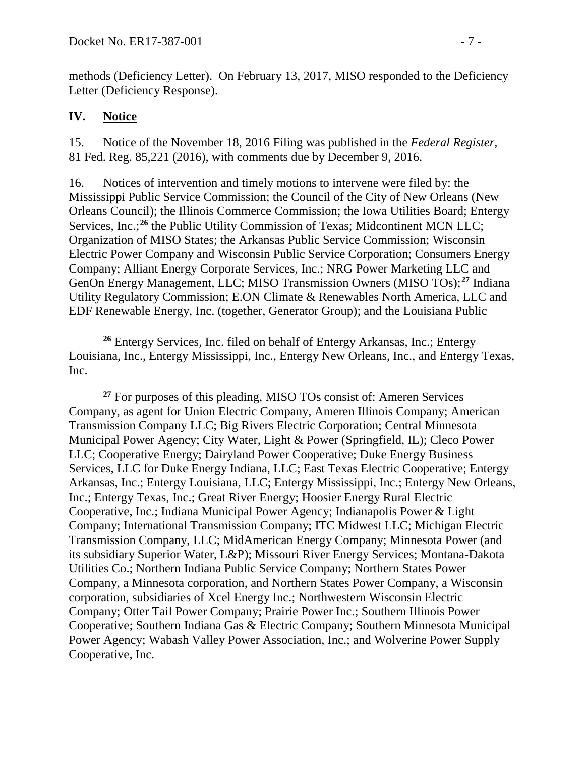methods (Deficiency Letter). On February 13, 2017, MISO responded to the Deficiency Letter (Deficiency Response).

## IV. Notice

15. Notice of the November 18, 2016 Filing was published in the *Federal Register*, 81 Fed. Reg. 85,221 (2016), with comments due by December 9, 2016.

16. Notices of intervention and timely motions to intervene were filed by: the Mississippi Public Service Commission; the Council of the City of New Orleans (New Orleans Council); the Illinois Commerce Commission; the Iowa Utilities Board; Entergy Services, Inc.;[26] the Public Utility Commission of Texas; Midcontinent MCN LLC; Organization of MISO States; the Arkansas Public Service Commission; Wisconsin Electric Power Company and Wisconsin Public Service Corporation; Consumers Energy Company; Alliant Energy Corporate Services, Inc.; NRG Power Marketing LLC and GenOn Energy Management, LLC; MISO Transmission Owners (MISO TOs);[27] Indiana Utility Regulatory Commission; E.ON Climate & Renewables North America, LLC and EDF Renewable Energy, Inc. (together, Generator Group); and the Louisiana Public

---

[26] Entergy Services, Inc. filed on behalf of Entergy Arkansas, Inc.; Entergy Louisiana, Inc., Entergy Mississippi, Inc., Entergy New Orleans, Inc., and Entergy Texas, Inc.

[27] For purposes of this pleading, MISO TOs consist of: Ameren Services Company, as agent for Union Electric Company, Ameren Illinois Company; American Transmission Company LLC; Big Rivers Electric Corporation; Central Minnesota Municipal Power Agency; City Water, Light & Power (Springfield, IL); Cleco Power LLC; Cooperative Energy; Dairyland Power Cooperative; Duke Energy Business Services, LLC for Duke Energy Indiana, LLC; East Texas Electric Cooperative; Entergy Arkansas, Inc.; Entergy Louisiana, LLC; Entergy Mississippi, Inc.; Entergy New Orleans, Inc.; Entergy Texas, Inc.; Great River Energy; Hoosier Energy Rural Electric Cooperative, Inc.; Indiana Municipal Power Agency; Indianapolis Power & Light Company; International Transmission Company; ITC Midwest LLC; Michigan Electric Transmission Company, LLC; MidAmerican Energy Company; Minnesota Power (and its subsidiary Superior Water, L&P); Missouri River Energy Services; Montana-Dakota Utilities Co.; Northern Indiana Public Service Company; Northern States Power Company, a Minnesota corporation, and Northern States Power Company, a Wisconsin corporation, subsidiaries of Xcel Energy Inc.; Northwestern Wisconsin Electric Company; Otter Tail Power Company; Prairie Power Inc.; Southern Illinois Power Cooperative; Southern Indiana Gas & Electric Company; Southern Minnesota Municipal Power Agency; Wabash Valley Power Association, Inc.; and Wolverine Power Supply Cooperative, Inc.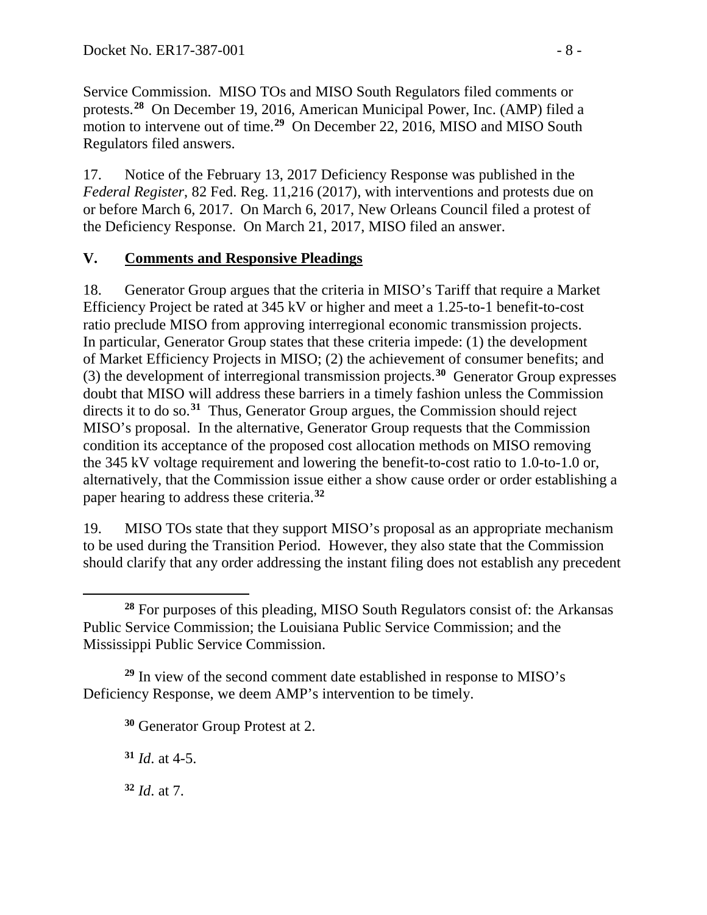Service Commission. MISO TOs and MISO South Regulators filed comments or protests.[28] On December 19, 2016, American Municipal Power, Inc. (AMP) filed a motion to intervene out of time.[29] On December 22, 2016, MISO and MISO South Regulators filed answers.

17. Notice of the February 13, 2017 Deficiency Response was published in the *Federal Register*, 82 Fed. Reg. 11,216 (2017), with interventions and protests due on or before March 6, 2017. On March 6, 2017, New Orleans Council filed a protest of the Deficiency Response. On March 21, 2017, MISO filed an answer.

## V. Comments and Responsive Pleadings

18. Generator Group argues that the criteria in MISO's Tariff that require a Market Efficiency Project be rated at 345 kV or higher and meet a 1.25-to-1 benefit-to-cost ratio preclude MISO from approving interregional economic transmission projects. In particular, Generator Group states that these criteria impede: (1) the development of Market Efficiency Projects in MISO; (2) the achievement of consumer benefits; and (3) the development of interregional transmission projects.[30] Generator Group expresses doubt that MISO will address these barriers in a timely fashion unless the Commission directs it to do so.[31] Thus, Generator Group argues, the Commission should reject MISO's proposal. In the alternative, Generator Group requests that the Commission condition its acceptance of the proposed cost allocation methods on MISO removing the 345 kV voltage requirement and lowering the benefit-to-cost ratio to 1.0-to-1.0 or, alternatively, that the Commission issue either a show cause order or order establishing a paper hearing to address these criteria.[32]

19. MISO TOs state that they support MISO's proposal as an appropriate mechanism to be used during the Transition Period. However, they also state that the Commission should clarify that any order addressing the instant filing does not establish any precedent

---

[28] For purposes of this pleading, MISO South Regulators consist of: the Arkansas Public Service Commission; the Louisiana Public Service Commission; and the Mississippi Public Service Commission.

[29] In view of the second comment date established in response to MISO's Deficiency Response, we deem AMP's intervention to be timely.

[30] Generator Group Protest at 2.

[31] *Id*. at 4-5.

[32] *Id*. at 7.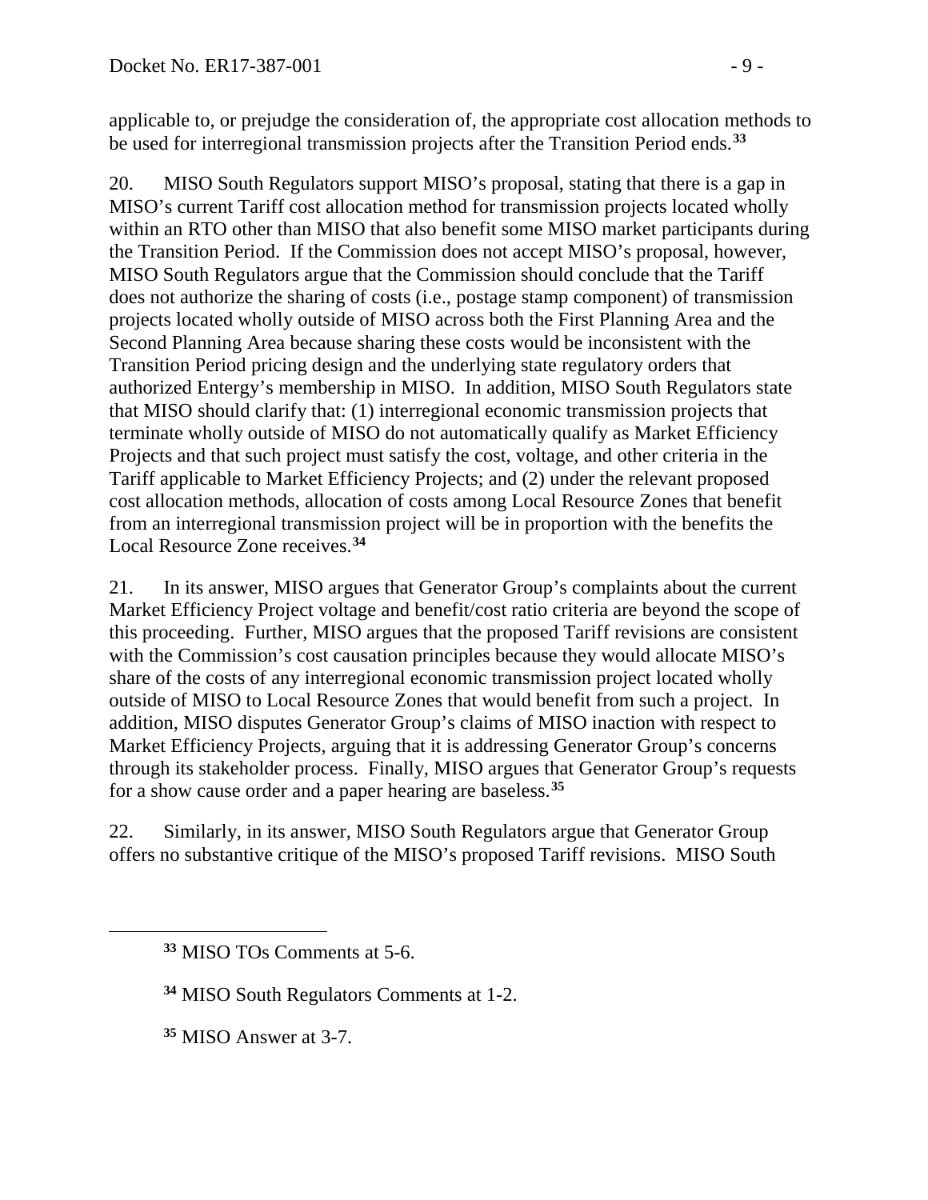applicable to, or prejudge the consideration of, the appropriate cost allocation methods to be used for interregional transmission projects after the Transition Period ends.[33]

20. MISO South Regulators support MISO's proposal, stating that there is a gap in MISO's current Tariff cost allocation method for transmission projects located wholly within an RTO other than MISO that also benefit some MISO market participants during the Transition Period. If the Commission does not accept MISO's proposal, however, MISO South Regulators argue that the Commission should conclude that the Tariff does not authorize the sharing of costs (i.e., postage stamp component) of transmission projects located wholly outside of MISO across both the First Planning Area and the Second Planning Area because sharing these costs would be inconsistent with the Transition Period pricing design and the underlying state regulatory orders that authorized Entergy's membership in MISO. In addition, MISO South Regulators state that MISO should clarify that: (1) interregional economic transmission projects that terminate wholly outside of MISO do not automatically qualify as Market Efficiency Projects and that such project must satisfy the cost, voltage, and other criteria in the Tariff applicable to Market Efficiency Projects; and (2) under the relevant proposed cost allocation methods, allocation of costs among Local Resource Zones that benefit from an interregional transmission project will be in proportion with the benefits the Local Resource Zone receives.[34]

21. In its answer, MISO argues that Generator Group's complaints about the current Market Efficiency Project voltage and benefit/cost ratio criteria are beyond the scope of this proceeding. Further, MISO argues that the proposed Tariff revisions are consistent with the Commission's cost causation principles because they would allocate MISO's share of the costs of any interregional economic transmission project located wholly outside of MISO to Local Resource Zones that would benefit from such a project. In addition, MISO disputes Generator Group's claims of MISO inaction with respect to Market Efficiency Projects, arguing that it is addressing Generator Group's concerns through its stakeholder process. Finally, MISO argues that Generator Group's requests for a show cause order and a paper hearing are baseless.[35]

22. Similarly, in its answer, MISO South Regulators argue that Generator Group offers no substantive critique of the MISO's proposed Tariff revisions. MISO South

[33] MISO TOs Comments at 5-6.

[34] MISO South Regulators Comments at 1-2.

[35] MISO Answer at 3-7.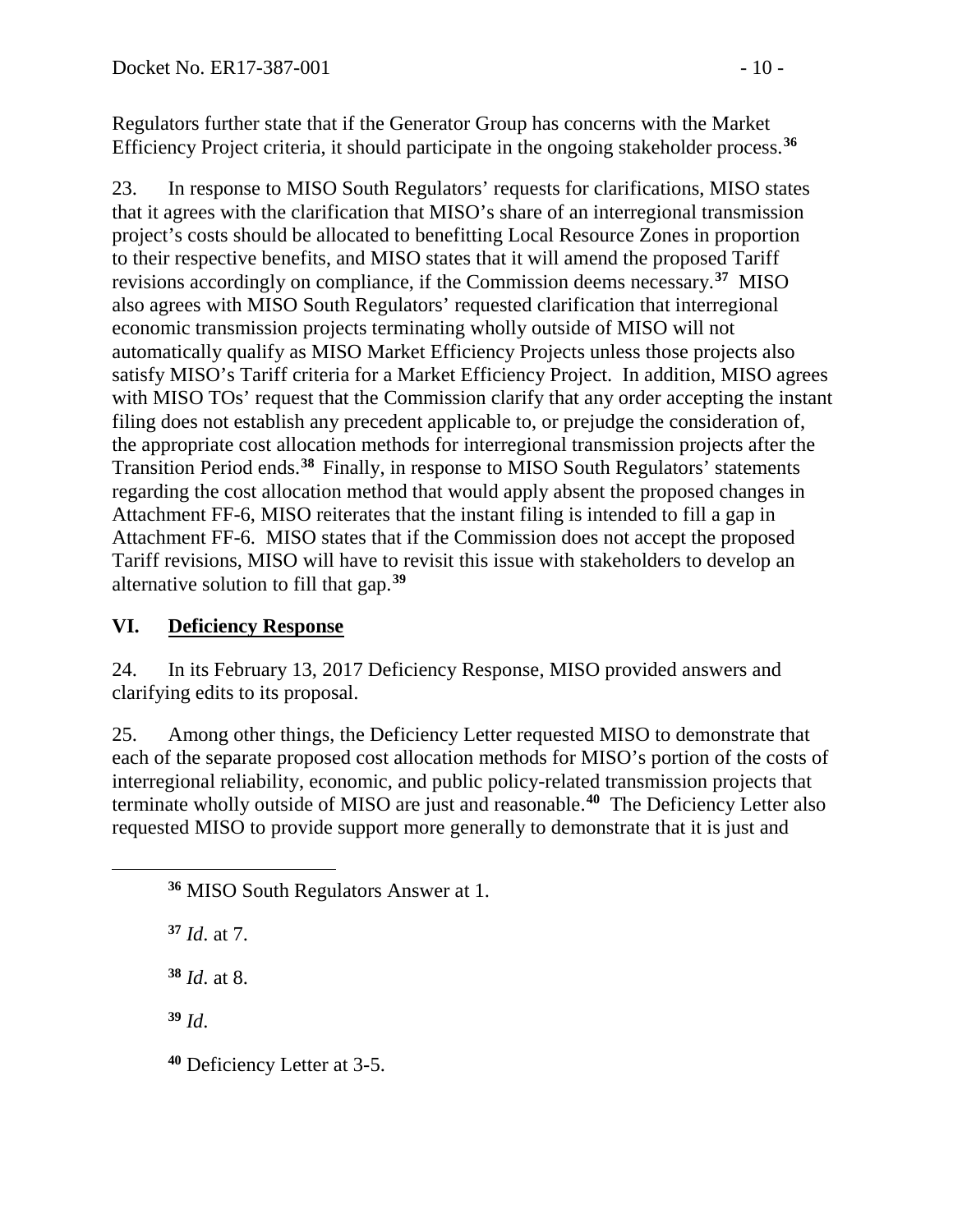Regulators further state that if the Generator Group has concerns with the Market Efficiency Project criteria, it should participate in the ongoing stakeholder process.[36]

23. In response to MISO South Regulators' requests for clarifications, MISO states that it agrees with the clarification that MISO's share of an interregional transmission project's costs should be allocated to benefitting Local Resource Zones in proportion to their respective benefits, and MISO states that it will amend the proposed Tariff revisions accordingly on compliance, if the Commission deems necessary.[37] MISO also agrees with MISO South Regulators' requested clarification that interregional economic transmission projects terminating wholly outside of MISO will not automatically qualify as MISO Market Efficiency Projects unless those projects also satisfy MISO's Tariff criteria for a Market Efficiency Project. In addition, MISO agrees with MISO TOs' request that the Commission clarify that any order accepting the instant filing does not establish any precedent applicable to, or prejudge the consideration of, the appropriate cost allocation methods for interregional transmission projects after the Transition Period ends.[38] Finally, in response to MISO South Regulators' statements regarding the cost allocation method that would apply absent the proposed changes in Attachment FF-6, MISO reiterates that the instant filing is intended to fill a gap in Attachment FF-6. MISO states that if the Commission does not accept the proposed Tariff revisions, MISO will have to revisit this issue with stakeholders to develop an alternative solution to fill that gap.[39]

## VI. <u>Deficiency Response</u>

24. In its February 13, 2017 Deficiency Response, MISO provided answers and clarifying edits to its proposal.

25. Among other things, the Deficiency Letter requested MISO to demonstrate that each of the separate proposed cost allocation methods for MISO's portion of the costs of interregional reliability, economic, and public policy-related transmission projects that terminate wholly outside of MISO are just and reasonable.[40] The Deficiency Letter also requested MISO to provide support more generally to demonstrate that it is just and

---

[36] MISO South Regulators Answer at 1.

[37] *Id*. at 7.

[38] *Id*. at 8.

[39] *Id*.

[40] Deficiency Letter at 3-5.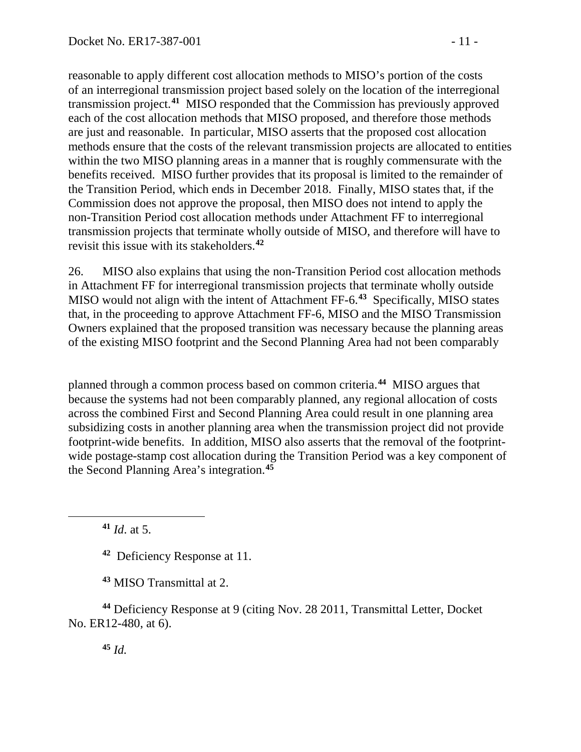reasonable to apply different cost allocation methods to MISO's portion of the costs of an interregional transmission project based solely on the location of the interregional transmission project.[41] MISO responded that the Commission has previously approved each of the cost allocation methods that MISO proposed, and therefore those methods are just and reasonable. In particular, MISO asserts that the proposed cost allocation methods ensure that the costs of the relevant transmission projects are allocated to entities within the two MISO planning areas in a manner that is roughly commensurate with the benefits received. MISO further provides that its proposal is limited to the remainder of the Transition Period, which ends in December 2018. Finally, MISO states that, if the Commission does not approve the proposal, then MISO does not intend to apply the non-Transition Period cost allocation methods under Attachment FF to interregional transmission projects that terminate wholly outside of MISO, and therefore will have to revisit this issue with its stakeholders.[42]

26. MISO also explains that using the non-Transition Period cost allocation methods in Attachment FF for interregional transmission projects that terminate wholly outside MISO would not align with the intent of Attachment FF-6.[43] Specifically, MISO states that, in the proceeding to approve Attachment FF-6, MISO and the MISO Transmission Owners explained that the proposed transition was necessary because the planning areas of the existing MISO footprint and the Second Planning Area had not been comparably planned through a common process based on common criteria.[44] MISO argues that because the systems had not been comparably planned, any regional allocation of costs across the combined First and Second Planning Area could result in one planning area subsidizing costs in another planning area when the transmission project did not provide footprint-wide benefits. In addition, MISO also asserts that the removal of the footprint-wide postage-stamp cost allocation during the Transition Period was a key component of the Second Planning Area's integration.[45]

---

[41] *Id*. at 5.

[42] Deficiency Response at 11.

[43] MISO Transmittal at 2.

[44] Deficiency Response at 9 (citing Nov. 28 2011, Transmittal Letter, Docket No. ER12-480, at 6).

[45] *Id.*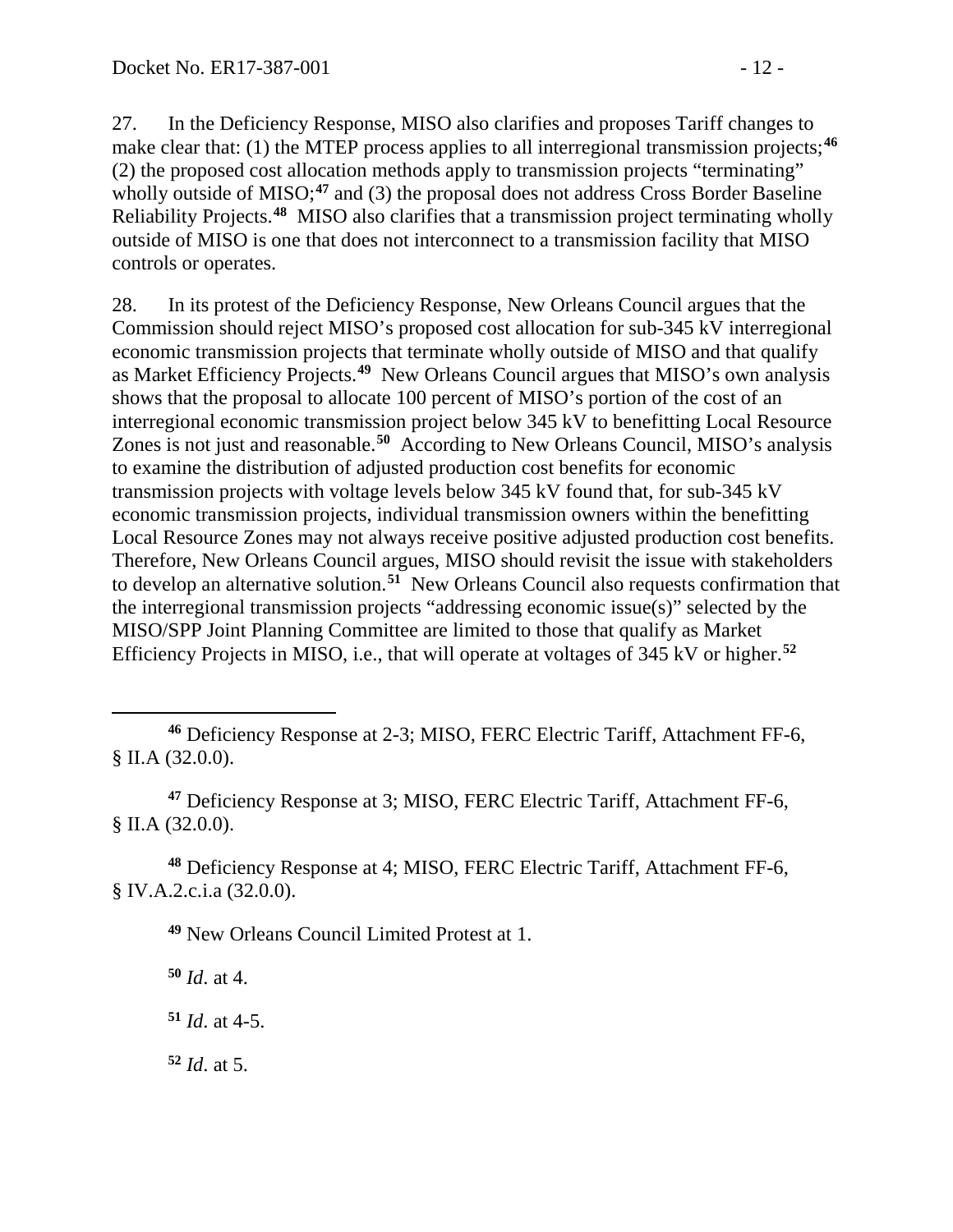27. In the Deficiency Response, MISO also clarifies and proposes Tariff changes to make clear that: (1) the MTEP process applies to all interregional transmission projects;[46] (2) the proposed cost allocation methods apply to transmission projects "terminating" wholly outside of MISO;[47] and (3) the proposal does not address Cross Border Baseline Reliability Projects.[48] MISO also clarifies that a transmission project terminating wholly outside of MISO is one that does not interconnect to a transmission facility that MISO controls or operates.

28. In its protest of the Deficiency Response, New Orleans Council argues that the Commission should reject MISO's proposed cost allocation for sub-345 kV interregional economic transmission projects that terminate wholly outside of MISO and that qualify as Market Efficiency Projects.[49] New Orleans Council argues that MISO's own analysis shows that the proposal to allocate 100 percent of MISO's portion of the cost of an interregional economic transmission project below 345 kV to benefitting Local Resource Zones is not just and reasonable.[50] According to New Orleans Council, MISO's analysis to examine the distribution of adjusted production cost benefits for economic transmission projects with voltage levels below 345 kV found that, for sub-345 kV economic transmission projects, individual transmission owners within the benefitting Local Resource Zones may not always receive positive adjusted production cost benefits. Therefore, New Orleans Council argues, MISO should revisit the issue with stakeholders to develop an alternative solution.[51] New Orleans Council also requests confirmation that the interregional transmission projects "addressing economic issue(s)" selected by the MISO/SPP Joint Planning Committee are limited to those that qualify as Market Efficiency Projects in MISO, i.e., that will operate at voltages of 345 kV or higher.[52]

---

[46] Deficiency Response at 2-3; MISO, FERC Electric Tariff, Attachment FF-6, § II.A (32.0.0).

[47] Deficiency Response at 3; MISO, FERC Electric Tariff, Attachment FF-6, § II.A (32.0.0).

[48] Deficiency Response at 4; MISO, FERC Electric Tariff, Attachment FF-6, § IV.A.2.c.i.a (32.0.0).

[49] New Orleans Council Limited Protest at 1.

[50] *Id*. at 4.

[51] *Id*. at 4-5.

[52] *Id*. at 5.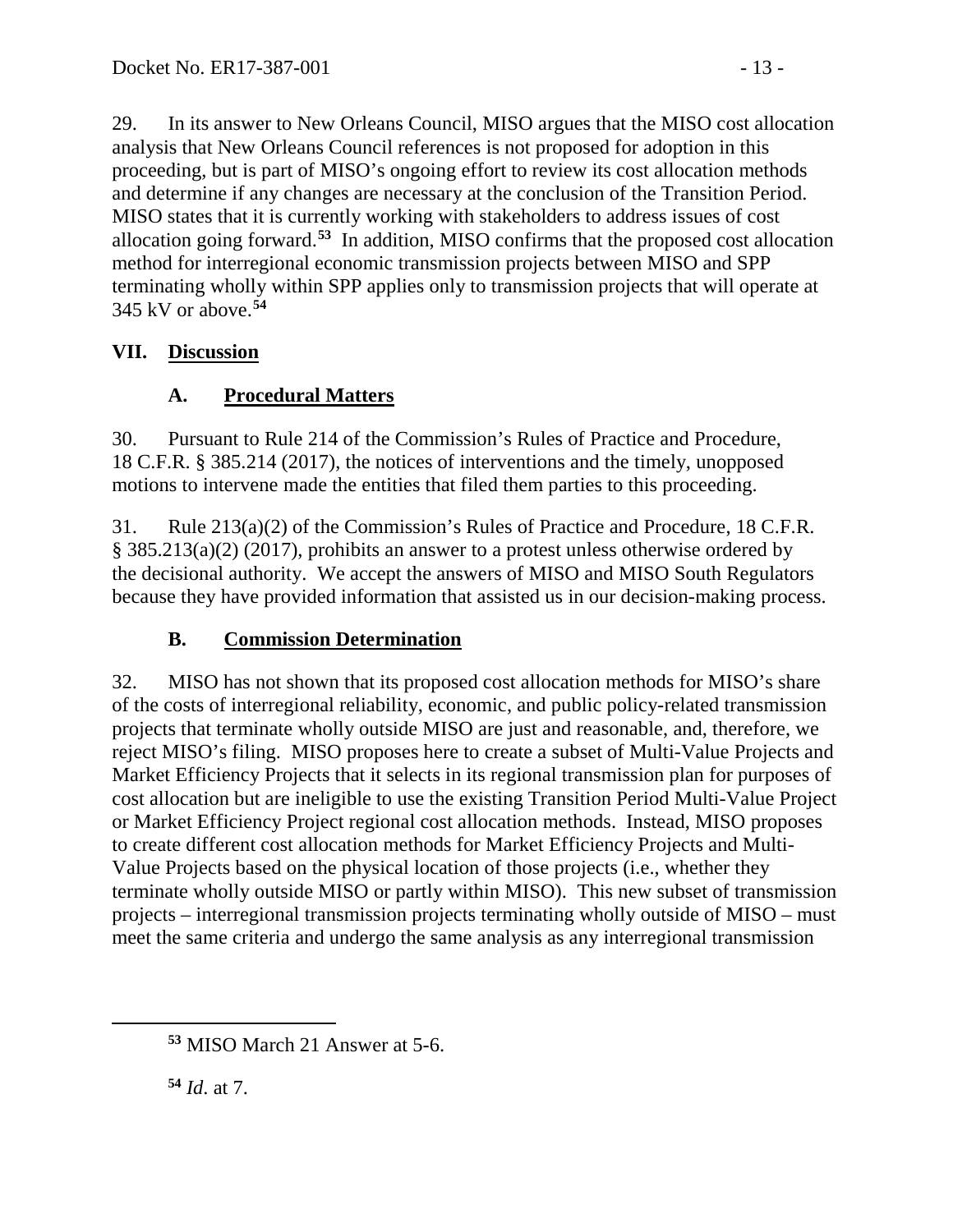29. In its answer to New Orleans Council, MISO argues that the MISO cost allocation analysis that New Orleans Council references is not proposed for adoption in this proceeding, but is part of MISO's ongoing effort to review its cost allocation methods and determine if any changes are necessary at the conclusion of the Transition Period. MISO states that it is currently working with stakeholders to address issues of cost allocation going forward.[53] In addition, MISO confirms that the proposed cost allocation method for interregional economic transmission projects between MISO and SPP terminating wholly within SPP applies only to transmission projects that will operate at 345 kV or above.[54]

## VII. Discussion

### A. Procedural Matters

30. Pursuant to Rule 214 of the Commission's Rules of Practice and Procedure, 18 C.F.R. § 385.214 (2017), the notices of interventions and the timely, unopposed motions to intervene made the entities that filed them parties to this proceeding.

31. Rule 213(a)(2) of the Commission's Rules of Practice and Procedure, 18 C.F.R. § 385.213(a)(2) (2017), prohibits an answer to a protest unless otherwise ordered by the decisional authority. We accept the answers of MISO and MISO South Regulators because they have provided information that assisted us in our decision-making process.

### B. Commission Determination

32. MISO has not shown that its proposed cost allocation methods for MISO's share of the costs of interregional reliability, economic, and public policy-related transmission projects that terminate wholly outside MISO are just and reasonable, and, therefore, we reject MISO's filing. MISO proposes here to create a subset of Multi-Value Projects and Market Efficiency Projects that it selects in its regional transmission plan for purposes of cost allocation but are ineligible to use the existing Transition Period Multi-Value Project or Market Efficiency Project regional cost allocation methods. Instead, MISO proposes to create different cost allocation methods for Market Efficiency Projects and Multi-Value Projects based on the physical location of those projects (i.e., whether they terminate wholly outside MISO or partly within MISO). This new subset of transmission projects – interregional transmission projects terminating wholly outside of MISO – must meet the same criteria and undergo the same analysis as any interregional transmission

[53] MISO March 21 Answer at 5-6.

[54] *Id*. at 7.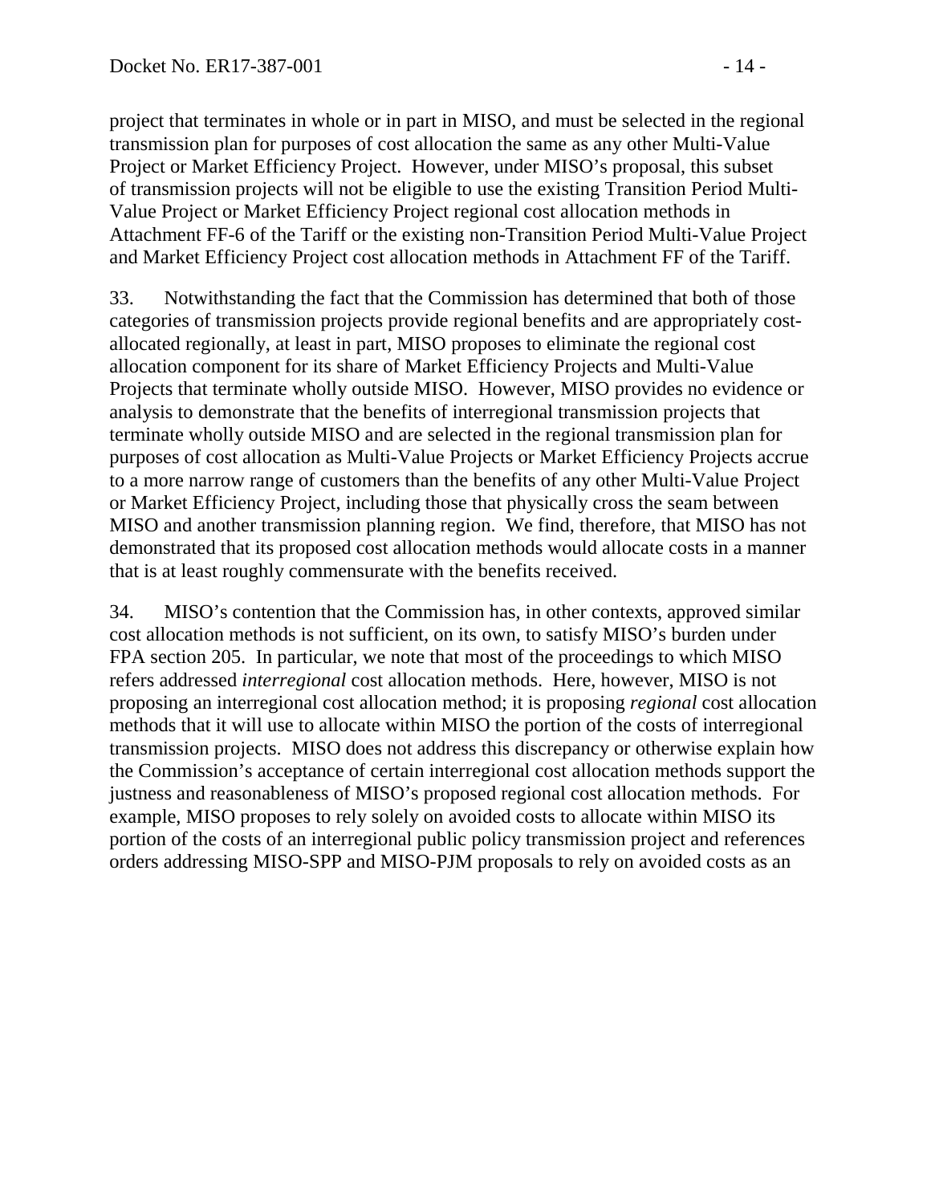project that terminates in whole or in part in MISO, and must be selected in the regional transmission plan for purposes of cost allocation the same as any other Multi-Value Project or Market Efficiency Project. However, under MISO's proposal, this subset of transmission projects will not be eligible to use the existing Transition Period Multi-Value Project or Market Efficiency Project regional cost allocation methods in Attachment FF-6 of the Tariff or the existing non-Transition Period Multi-Value Project and Market Efficiency Project cost allocation methods in Attachment FF of the Tariff.

33. Notwithstanding the fact that the Commission has determined that both of those categories of transmission projects provide regional benefits and are appropriately cost-allocated regionally, at least in part, MISO proposes to eliminate the regional cost allocation component for its share of Market Efficiency Projects and Multi-Value Projects that terminate wholly outside MISO. However, MISO provides no evidence or analysis to demonstrate that the benefits of interregional transmission projects that terminate wholly outside MISO and are selected in the regional transmission plan for purposes of cost allocation as Multi-Value Projects or Market Efficiency Projects accrue to a more narrow range of customers than the benefits of any other Multi-Value Project or Market Efficiency Project, including those that physically cross the seam between MISO and another transmission planning region. We find, therefore, that MISO has not demonstrated that its proposed cost allocation methods would allocate costs in a manner that is at least roughly commensurate with the benefits received.

34. MISO's contention that the Commission has, in other contexts, approved similar cost allocation methods is not sufficient, on its own, to satisfy MISO's burden under FPA section 205. In particular, we note that most of the proceedings to which MISO refers addressed *interregional* cost allocation methods. Here, however, MISO is not proposing an interregional cost allocation method; it is proposing *regional* cost allocation methods that it will use to allocate within MISO the portion of the costs of interregional transmission projects. MISO does not address this discrepancy or otherwise explain how the Commission's acceptance of certain interregional cost allocation methods support the justness and reasonableness of MISO's proposed regional cost allocation methods. For example, MISO proposes to rely solely on avoided costs to allocate within MISO its portion of the costs of an interregional public policy transmission project and references orders addressing MISO-SPP and MISO-PJM proposals to rely on avoided costs as an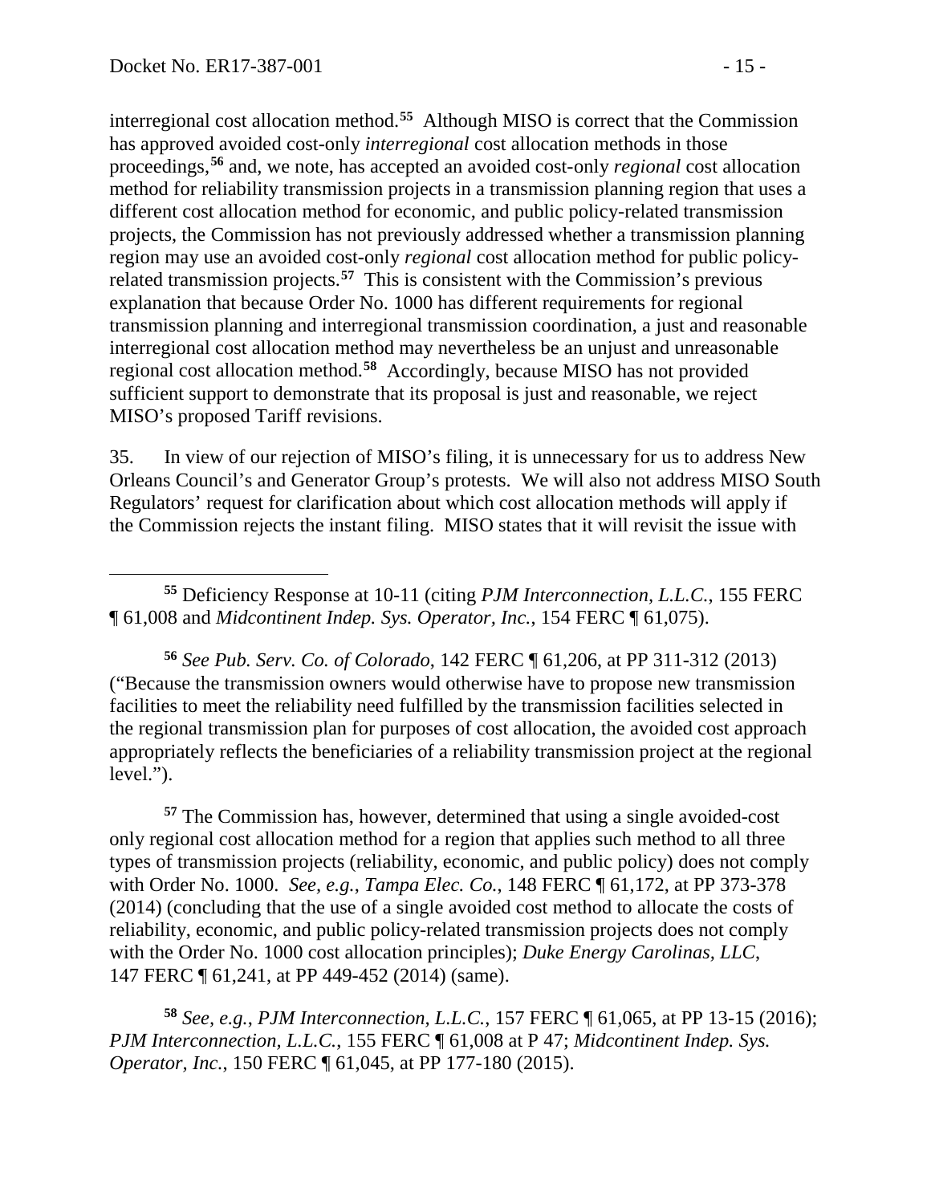interregional cost allocation method.[55] Although MISO is correct that the Commission has approved avoided cost-only *interregional* cost allocation methods in those proceedings,[56] and, we note, has accepted an avoided cost-only *regional* cost allocation method for reliability transmission projects in a transmission planning region that uses a different cost allocation method for economic, and public policy-related transmission projects, the Commission has not previously addressed whether a transmission planning region may use an avoided cost-only *regional* cost allocation method for public policy-related transmission projects.[57] This is consistent with the Commission's previous explanation that because Order No. 1000 has different requirements for regional transmission planning and interregional transmission coordination, a just and reasonable interregional cost allocation method may nevertheless be an unjust and unreasonable regional cost allocation method.[58] Accordingly, because MISO has not provided sufficient support to demonstrate that its proposal is just and reasonable, we reject MISO's proposed Tariff revisions.

35. In view of our rejection of MISO's filing, it is unnecessary for us to address New Orleans Council's and Generator Group's protests. We will also not address MISO South Regulators' request for clarification about which cost allocation methods will apply if the Commission rejects the instant filing. MISO states that it will revisit the issue with

---

[55] Deficiency Response at 10-11 (citing *PJM Interconnection, L.L.C.*, 155 FERC ¶ 61,008 and *Midcontinent Indep. Sys. Operator, Inc.*, 154 FERC ¶ 61,075).

[56] *See Pub. Serv. Co. of Colorado*, 142 FERC ¶ 61,206, at PP 311-312 (2013) ("Because the transmission owners would otherwise have to propose new transmission facilities to meet the reliability need fulfilled by the transmission facilities selected in the regional transmission plan for purposes of cost allocation, the avoided cost approach appropriately reflects the beneficiaries of a reliability transmission project at the regional level.").

[57] The Commission has, however, determined that using a single avoided-cost only regional cost allocation method for a region that applies such method to all three types of transmission projects (reliability, economic, and public policy) does not comply with Order No. 1000. *See, e.g.*, *Tampa Elec. Co.*, 148 FERC ¶ 61,172, at PP 373-378 (2014) (concluding that the use of a single avoided cost method to allocate the costs of reliability, economic, and public policy-related transmission projects does not comply with the Order No. 1000 cost allocation principles); *Duke Energy Carolinas, LLC*, 147 FERC ¶ 61,241, at PP 449-452 (2014) (same).

[58] *See, e.g.*, *PJM Interconnection, L.L.C.*, 157 FERC ¶ 61,065, at PP 13-15 (2016); *PJM Interconnection, L.L.C.*, 155 FERC ¶ 61,008 at P 47; *Midcontinent Indep. Sys. Operator, Inc.*, 150 FERC ¶ 61,045, at PP 177-180 (2015).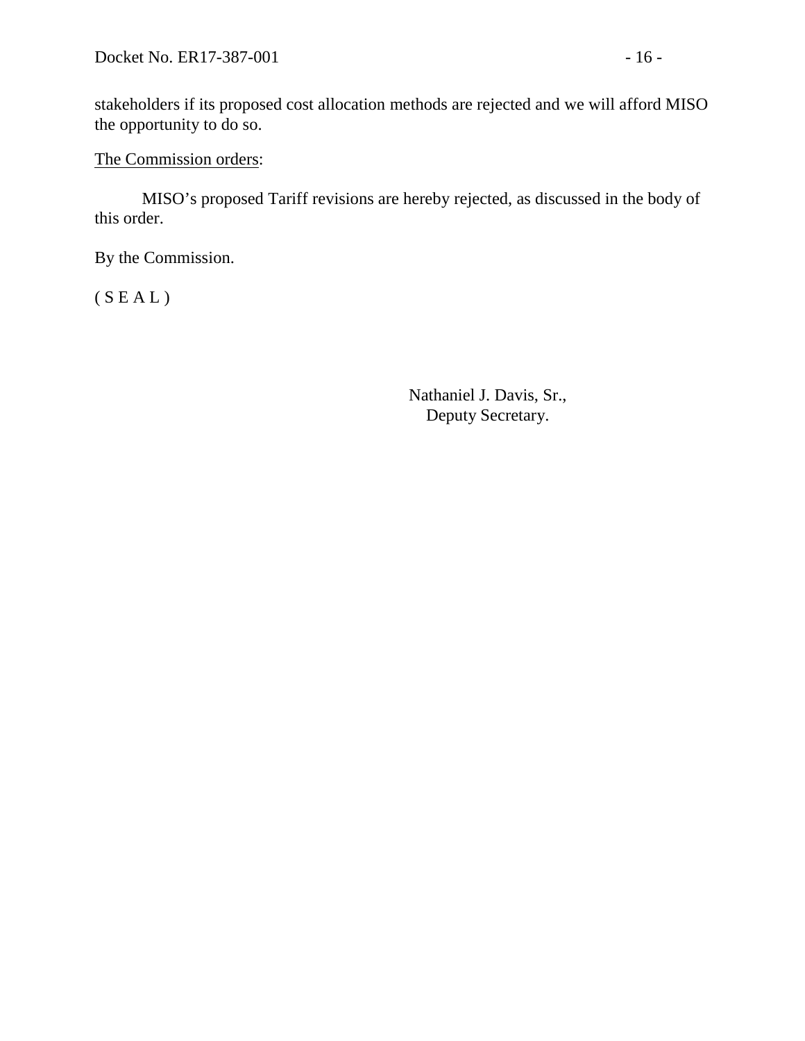stakeholders if its proposed cost allocation methods are rejected and we will afford MISO the opportunity to do so.

The Commission orders:

MISO's proposed Tariff revisions are hereby rejected, as discussed in the body of this order.

By the Commission.

( S E A L )

Nathaniel J. Davis, Sr.,
Deputy Secretary.